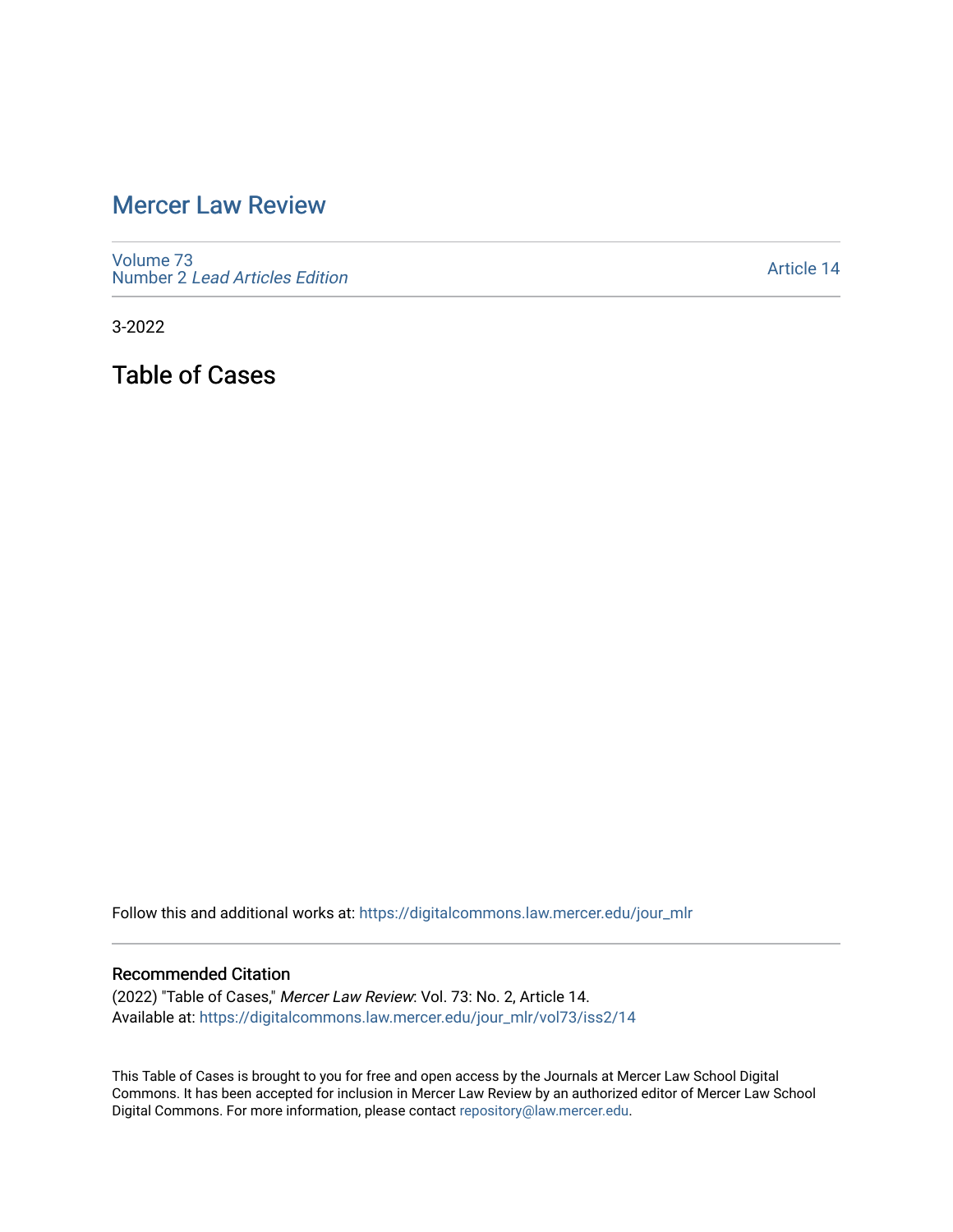# Mercer Law Review

Volume 73
Number 2 *Lead Articles Edition*

Article 14

3-2022

## Table of Cases

Follow this and additional works at: https://digitalcommons.law.mercer.edu/jour_mlr

### Recommended Citation

(2022) "Table of Cases," *Mercer Law Review*: Vol. 73: No. 2, Article 14.
Available at: https://digitalcommons.law.mercer.edu/jour_mlr/vol73/iss2/14

This Table of Cases is brought to you for free and open access by the Journals at Mercer Law School Digital Commons. It has been accepted for inclusion in Mercer Law Review by an authorized editor of Mercer Law School Digital Commons. For more information, please contact repository@law.mercer.edu.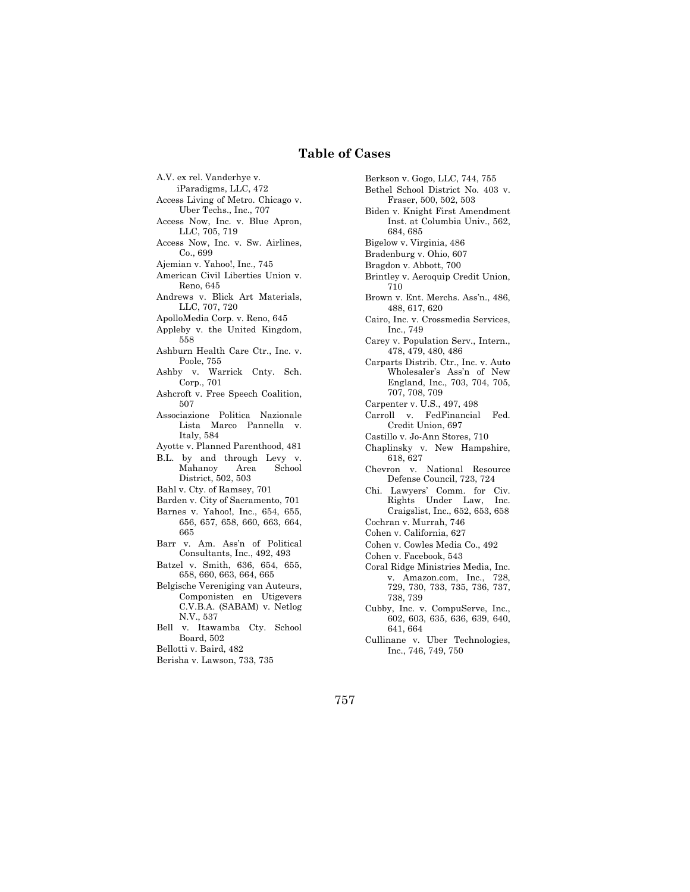# Table of Cases

A.V. ex rel. Vanderhye v. iParadigms, LLC, 472
Access Living of Metro. Chicago v. Uber Techs., Inc., 707
Access Now, Inc. v. Blue Apron, LLC, 705, 719
Access Now, Inc. v. Sw. Airlines, Co., 699
Ajemian v. Yahoo!, Inc., 745
American Civil Liberties Union v. Reno, 645
Andrews v. Blick Art Materials, LLC, 707, 720
ApolloMedia Corp. v. Reno, 645
Appleby v. the United Kingdom, 558
Ashburn Health Care Ctr., Inc. v. Poole, 755
Ashby v. Warrick Cnty. Sch. Corp., 701
Ashcroft v. Free Speech Coalition, 507
Associazione Politica Nazionale Lista Marco Pannella v. Italy, 584
Ayotte v. Planned Parenthood, 481
B.L. by and through Levy v. Mahanoy Area School District, 502, 503
Bahl v. Cty. of Ramsey, 701
Barden v. City of Sacramento, 701
Barnes v. Yahoo!, Inc., 654, 655, 656, 657, 658, 660, 663, 664, 665
Barr v. Am. Ass'n of Political Consultants, Inc., 492, 493
Batzel v. Smith, 636, 654, 655, 658, 660, 663, 664, 665
Belgische Vereniging van Auteurs, Componisten en Utigevers C.V.B.A. (SABAM) v. Netlog N.V., 537
Bell v. Itawamba Cty. School Board, 502
Bellotti v. Baird, 482
Berisha v. Lawson, 733, 735
Berkson v. Gogo, LLC, 744, 755
Bethel School District No. 403 v. Fraser, 500, 502, 503
Biden v. Knight First Amendment Inst. at Columbia Univ., 562, 684, 685
Bigelow v. Virginia, 486
Bradenburg v. Ohio, 607
Bragdon v. Abbott, 700
Brintley v. Aeroquip Credit Union, 710
Brown v. Ent. Merchs. Ass'n., 486, 488, 617, 620
Cairo, Inc. v. Crossmedia Services, Inc., 749
Carey v. Population Serv., Intern., 478, 479, 480, 486
Carparts Distrib. Ctr., Inc. v. Auto Wholesaler's Ass'n of New England, Inc., 703, 704, 705, 707, 708, 709
Carpenter v. U.S., 497, 498
Carroll v. FedFinancial Fed. Credit Union, 697
Castillo v. Jo-Ann Stores, 710
Chaplinsky v. New Hampshire, 618, 627
Chevron v. National Resource Defense Council, 723, 724
Chi. Lawyers' Comm. for Civ. Rights Under Law, Inc. Craigslist, Inc., 652, 653, 658
Cochran v. Murrah, 746
Cohen v. California, 627
Cohen v. Cowles Media Co., 492
Cohen v. Facebook, 543
Coral Ridge Ministries Media, Inc. v. Amazon.com, Inc., 728, 729, 730, 733, 735, 736, 737, 738, 739
Cubby, Inc. v. CompuServe, Inc., 602, 603, 635, 636, 639, 640, 641, 664
Cullinane v. Uber Technologies, Inc., 746, 749, 750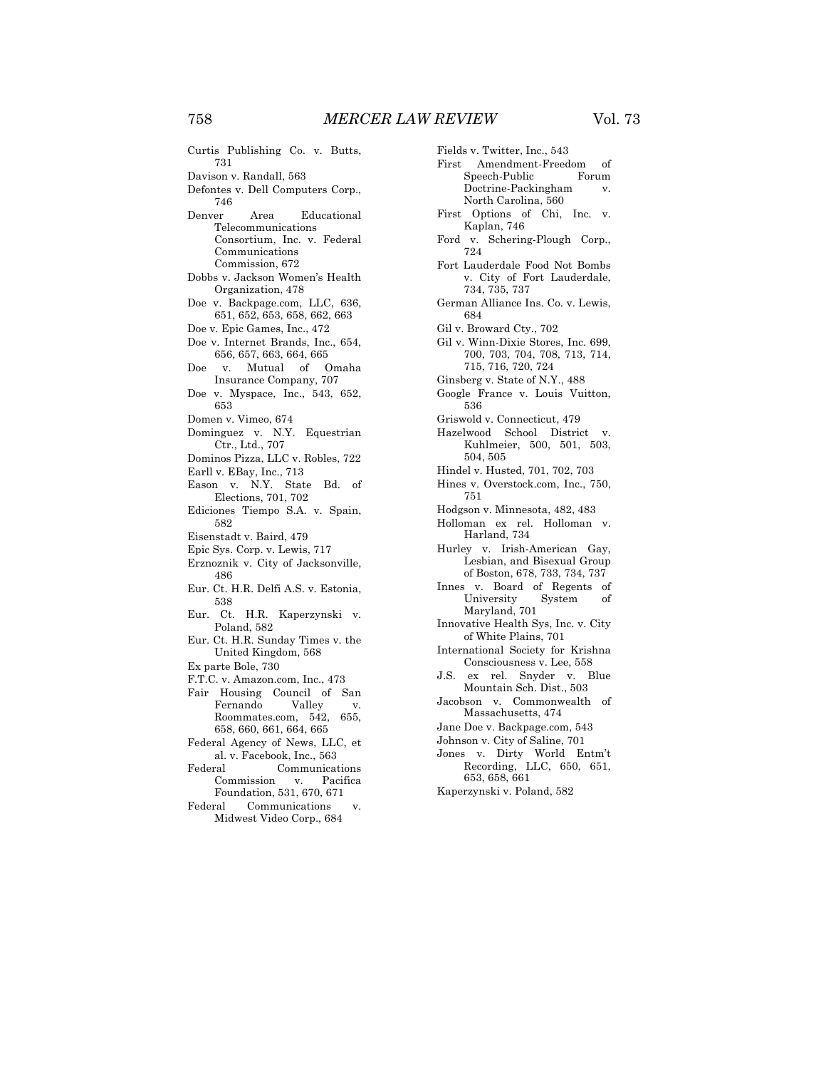Curtis Publishing Co. v. Butts, 731

Davison v. Randall, 563

Defontes v. Dell Computers Corp., 746

Denver Area Educational Telecommunications Consortium, Inc. v. Federal Communications Commission, 672

Dobbs v. Jackson Women's Health Organization, 478

Doe v. Backpage.com, LLC, 636, 651, 652, 653, 658, 662, 663

Doe v. Epic Games, Inc., 472

Doe v. Internet Brands, Inc., 654, 656, 657, 663, 664, 665

Doe v. Mutual of Omaha Insurance Company, 707

Doe v. Myspace, Inc., 543, 652, 653

Domen v. Vimeo, 674

Dominguez v. N.Y. Equestrian Ctr., Ltd., 707

Dominos Pizza, LLC v. Robles, 722

Earll v. EBay, Inc., 713

Eason v. N.Y. State Bd. of Elections, 701, 702

Ediciones Tiempo S.A. v. Spain, 582

Eisenstadt v. Baird, 479

Epic Sys. Corp. v. Lewis, 717

Erznoznik v. City of Jacksonville, 486

Eur. Ct. H.R. Delfi A.S. v. Estonia, 538

Eur. Ct. H.R. Kaperzynski v. Poland, 582

Eur. Ct. H.R. Sunday Times v. the United Kingdom, 568

Ex parte Bole, 730

F.T.C. v. Amazon.com, Inc., 473

Fair Housing Council of San Fernando Valley v. Roommates.com, 542, 655, 658, 660, 661, 664, 665

Federal Agency of News, LLC, et al. v. Facebook, Inc., 563

Federal Communications Commission v. Pacifica Foundation, 531, 670, 671

Federal Communications v. Midwest Video Corp., 684

Fields v. Twitter, Inc., 543

First Amendment-Freedom of Speech-Public Forum Doctrine-Packingham v. North Carolina, 560

First Options of Chi, Inc. v. Kaplan, 746

Ford v. Schering-Plough Corp., 724

Fort Lauderdale Food Not Bombs v. City of Fort Lauderdale, 734, 735, 737

German Alliance Ins. Co. v. Lewis, 684

Gil v. Broward Cty., 702

Gil v. Winn-Dixie Stores, Inc. 699, 700, 703, 704, 708, 713, 714, 715, 716, 720, 724

Ginsberg v. State of N.Y., 488

Google France v. Louis Vuitton, 536

Griswold v. Connecticut, 479

Hazelwood School District v. Kuhlmeier, 500, 501, 503, 504, 505

Hindel v. Husted, 701, 702, 703

Hines v. Overstock.com, Inc., 750, 751

Hodgson v. Minnesota, 482, 483

Holloman ex rel. Holloman v. Harland, 734

Hurley v. Irish-American Gay, Lesbian, and Bisexual Group of Boston, 678, 733, 734, 737

Innes v. Board of Regents of University System of Maryland, 701

Innovative Health Sys, Inc. v. City of White Plains, 701

International Society for Krishna Consciousness v. Lee, 558

J.S. ex rel. Snyder v. Blue Mountain Sch. Dist., 503

Jacobson v. Commonwealth of Massachusetts, 474

Jane Doe v. Backpage.com, 543

Johnson v. City of Saline, 701

Jones v. Dirty World Entm't Recording, LLC, 650, 651, 653, 658, 661

Kaperzynski v. Poland, 582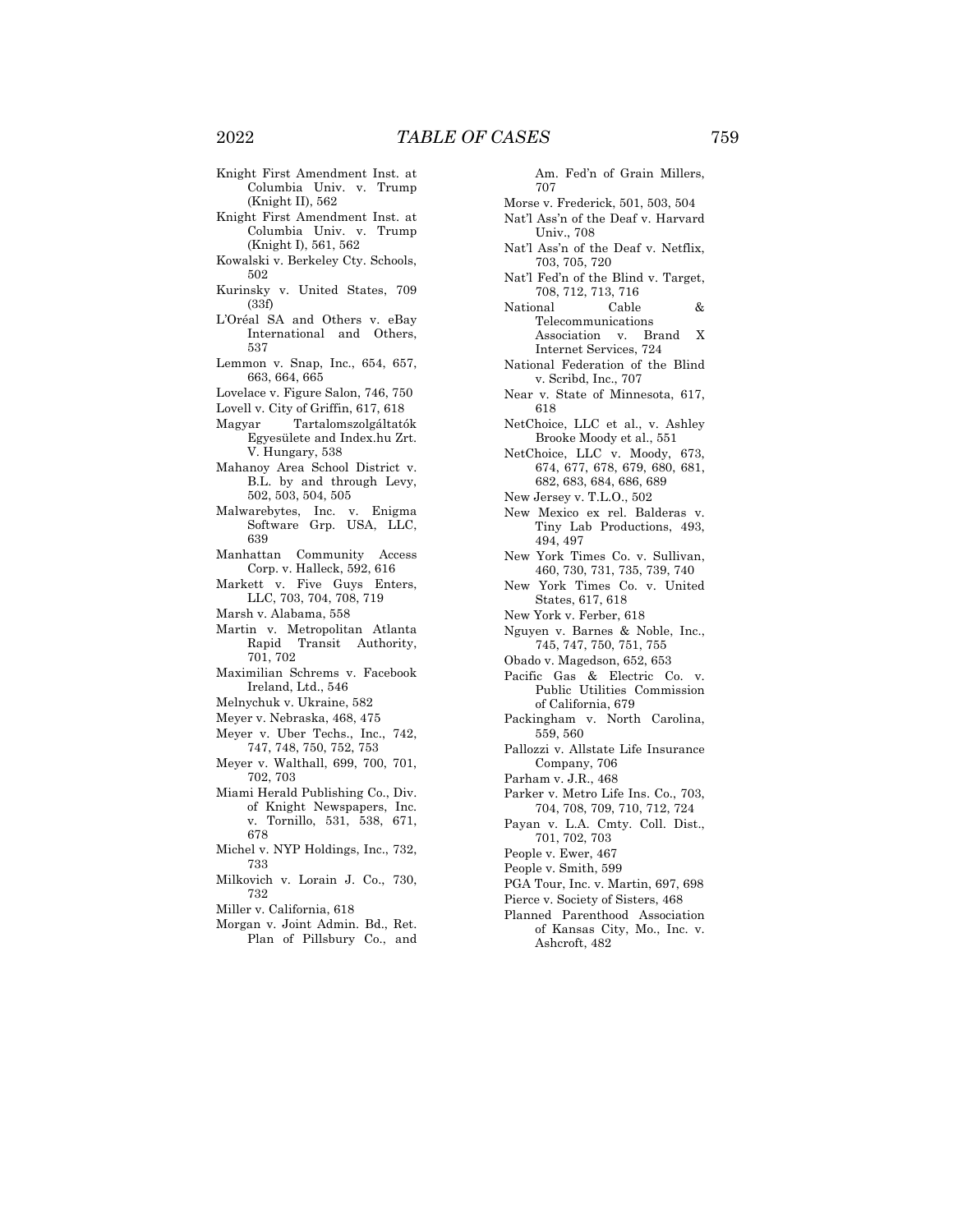Knight First Amendment Inst. at Columbia Univ. v. Trump (Knight II), 562

Knight First Amendment Inst. at Columbia Univ. v. Trump (Knight I), 561, 562

Kowalski v. Berkeley Cty. Schools, 502

Kurinsky v. United States, 709 (33f)

L'Oréal SA and Others v. eBay International and Others, 537

Lemmon v. Snap, Inc., 654, 657, 663, 664, 665

Lovelace v. Figure Salon, 746, 750

Lovell v. City of Griffin, 617, 618

Magyar Tartalomszolgáltatók Egyesülete and Index.hu Zrt. V. Hungary, 538

Mahanoy Area School District v. B.L. by and through Levy, 502, 503, 504, 505

Malwarebytes, Inc. v. Enigma Software Grp. USA, LLC, 639

Manhattan Community Access Corp. v. Halleck, 592, 616

Markett v. Five Guys Enters, LLC, 703, 704, 708, 719

Marsh v. Alabama, 558

Martin v. Metropolitan Atlanta Rapid Transit Authority, 701, 702

Maximilian Schrems v. Facebook Ireland, Ltd., 546

Melnychuk v. Ukraine, 582

Meyer v. Nebraska, 468, 475

Meyer v. Uber Techs., Inc., 742, 747, 748, 750, 752, 753

Meyer v. Walthall, 699, 700, 701, 702, 703

Miami Herald Publishing Co., Div. of Knight Newspapers, Inc. v. Tornillo, 531, 538, 671, 678

Michel v. NYP Holdings, Inc., 732, 733

Milkovich v. Lorain J. Co., 730, 732

Miller v. California, 618

Morgan v. Joint Admin. Bd., Ret. Plan of Pillsbury Co., and Am. Fed'n of Grain Millers, 707

Morse v. Frederick, 501, 503, 504

Nat'l Ass'n of the Deaf v. Harvard Univ., 708

Nat'l Ass'n of the Deaf v. Netflix, 703, 705, 720

Nat'l Fed'n of the Blind v. Target, 708, 712, 713, 716

National Cable & Telecommunications Association v. Brand X Internet Services, 724

National Federation of the Blind v. Scribd, Inc., 707

Near v. State of Minnesota, 617, 618

NetChoice, LLC et al., v. Ashley Brooke Moody et al., 551

NetChoice, LLC v. Moody, 673, 674, 677, 678, 679, 680, 681, 682, 683, 684, 686, 689

New Jersey v. T.L.O., 502

New Mexico ex rel. Balderas v. Tiny Lab Productions, 493, 494, 497

New York Times Co. v. Sullivan, 460, 730, 731, 735, 739, 740

New York Times Co. v. United States, 617, 618

New York v. Ferber, 618

Nguyen v. Barnes & Noble, Inc., 745, 747, 750, 751, 755

Obado v. Magedson, 652, 653

Pacific Gas & Electric Co. v. Public Utilities Commission of California, 679

Packingham v. North Carolina, 559, 560

Pallozzi v. Allstate Life Insurance Company, 706

Parham v. J.R., 468

Parker v. Metro Life Ins. Co., 703, 704, 708, 709, 710, 712, 724

Payan v. L.A. Cmty. Coll. Dist., 701, 702, 703

People v. Ewer, 467

People v. Smith, 599

PGA Tour, Inc. v. Martin, 697, 698

Pierce v. Society of Sisters, 468

Planned Parenthood Association of Kansas City, Mo., Inc. v. Ashcroft, 482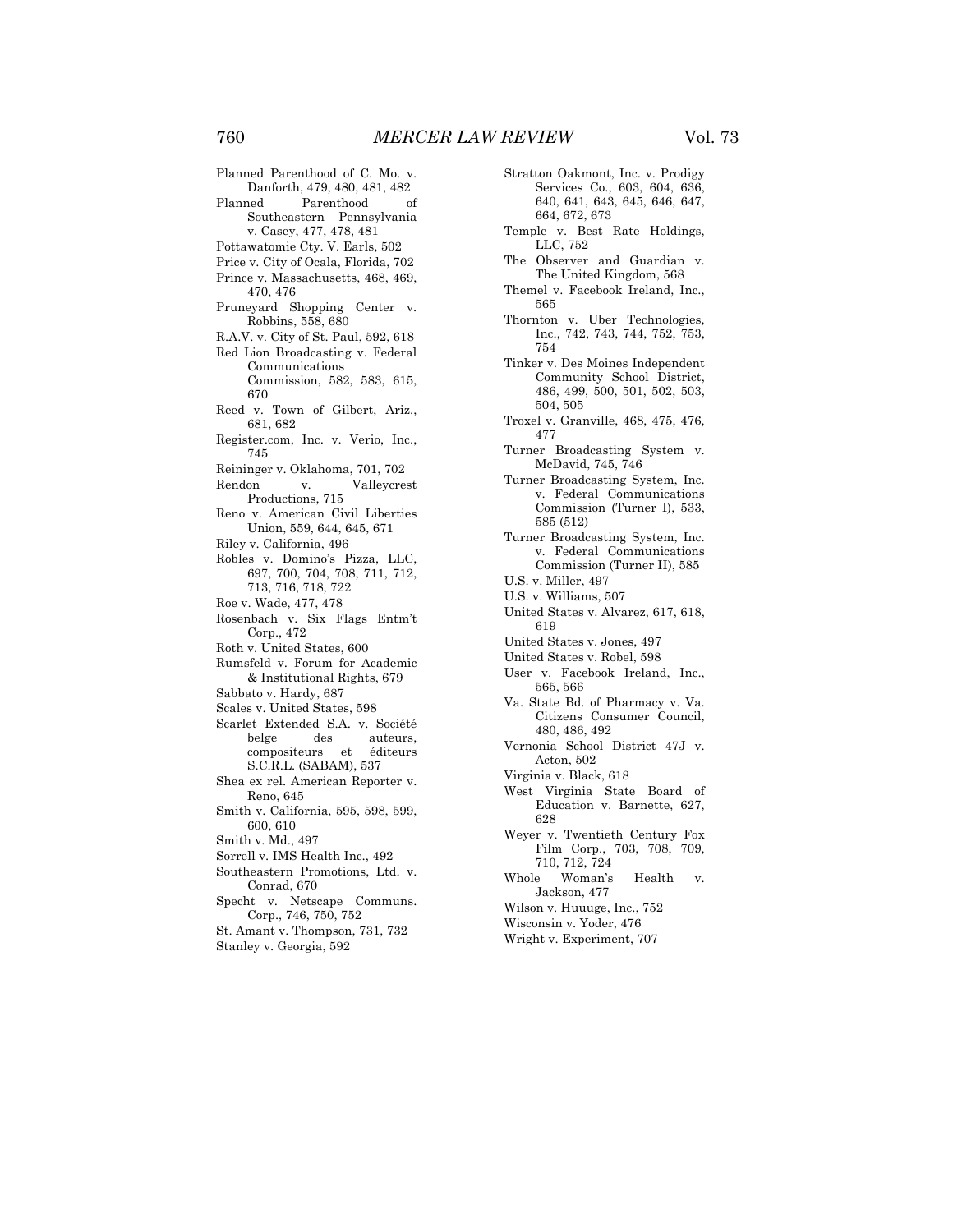Planned Parenthood of C. Mo. v. Danforth, 479, 480, 481, 482

Planned Parenthood of Southeastern Pennsylvania v. Casey, 477, 478, 481

Pottawatomie Cty. V. Earls, 502

Price v. City of Ocala, Florida, 702

Prince v. Massachusetts, 468, 469, 470, 476

Pruneyard Shopping Center v. Robbins, 558, 680

R.A.V. v. City of St. Paul, 592, 618

Red Lion Broadcasting v. Federal Communications Commission, 582, 583, 615, 670

Reed v. Town of Gilbert, Ariz., 681, 682

Register.com, Inc. v. Verio, Inc., 745

Reininger v. Oklahoma, 701, 702

Rendon v. Valleycrest Productions, 715

Reno v. American Civil Liberties Union, 559, 644, 645, 671

Riley v. California, 496

Robles v. Domino's Pizza, LLC, 697, 700, 704, 708, 711, 712, 713, 716, 718, 722

Roe v. Wade, 477, 478

Rosenbach v. Six Flags Entm't Corp., 472

Roth v. United States, 600

Rumsfeld v. Forum for Academic & Institutional Rights, 679

Sabbato v. Hardy, 687

Scales v. United States, 598

Scarlet Extended S.A. v. Société belge des auteurs, compositeurs et éditeurs S.C.R.L. (SABAM), 537

Shea ex rel. American Reporter v. Reno, 645

Smith v. California, 595, 598, 599, 600, 610

Smith v. Md., 497

Sorrell v. IMS Health Inc., 492

Southeastern Promotions, Ltd. v. Conrad, 670

Specht v. Netscape Communs. Corp., 746, 750, 752

St. Amant v. Thompson, 731, 732

Stanley v. Georgia, 592

Stratton Oakmont, Inc. v. Prodigy Services Co., 603, 604, 636, 640, 641, 643, 645, 646, 647, 664, 672, 673

Temple v. Best Rate Holdings, LLC, 752

The Observer and Guardian v. The United Kingdom, 568

Themel v. Facebook Ireland, Inc., 565

Thornton v. Uber Technologies, Inc., 742, 743, 744, 752, 753, 754

Tinker v. Des Moines Independent Community School District, 486, 499, 500, 501, 502, 503, 504, 505

Troxel v. Granville, 468, 475, 476, 477

Turner Broadcasting System v. McDavid, 745, 746

Turner Broadcasting System, Inc. v. Federal Communications Commission (Turner I), 533, 585 (512)

Turner Broadcasting System, Inc. v. Federal Communications Commission (Turner II), 585

U.S. v. Miller, 497

U.S. v. Williams, 507

United States v. Alvarez, 617, 618, 619

United States v. Jones, 497

United States v. Robel, 598

User v. Facebook Ireland, Inc., 565, 566

Va. State Bd. of Pharmacy v. Va. Citizens Consumer Council, 480, 486, 492

Vernonia School District 47J v. Acton, 502

Virginia v. Black, 618

West Virginia State Board of Education v. Barnette, 627, 628

Weyer v. Twentieth Century Fox Film Corp., 703, 708, 709, 710, 712, 724

Whole Woman's Health v. Jackson, 477

Wilson v. Huuuge, Inc., 752

Wisconsin v. Yoder, 476

Wright v. Experiment, 707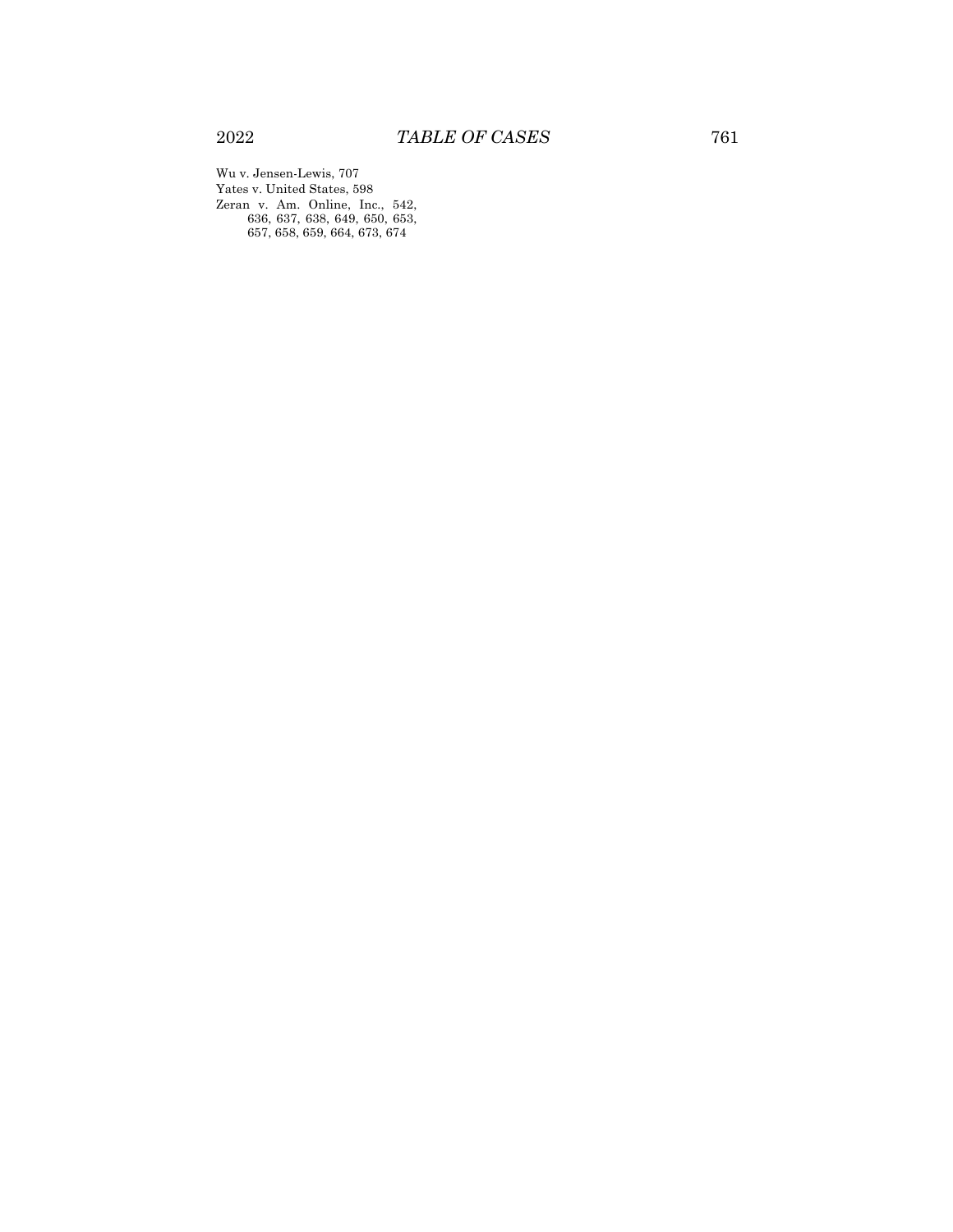Wu v. Jensen-Lewis, 707
Yates v. United States, 598
Zeran v. Am. Online, Inc., 542, 636, 637, 638, 649, 650, 653, 657, 658, 659, 664, 673, 674